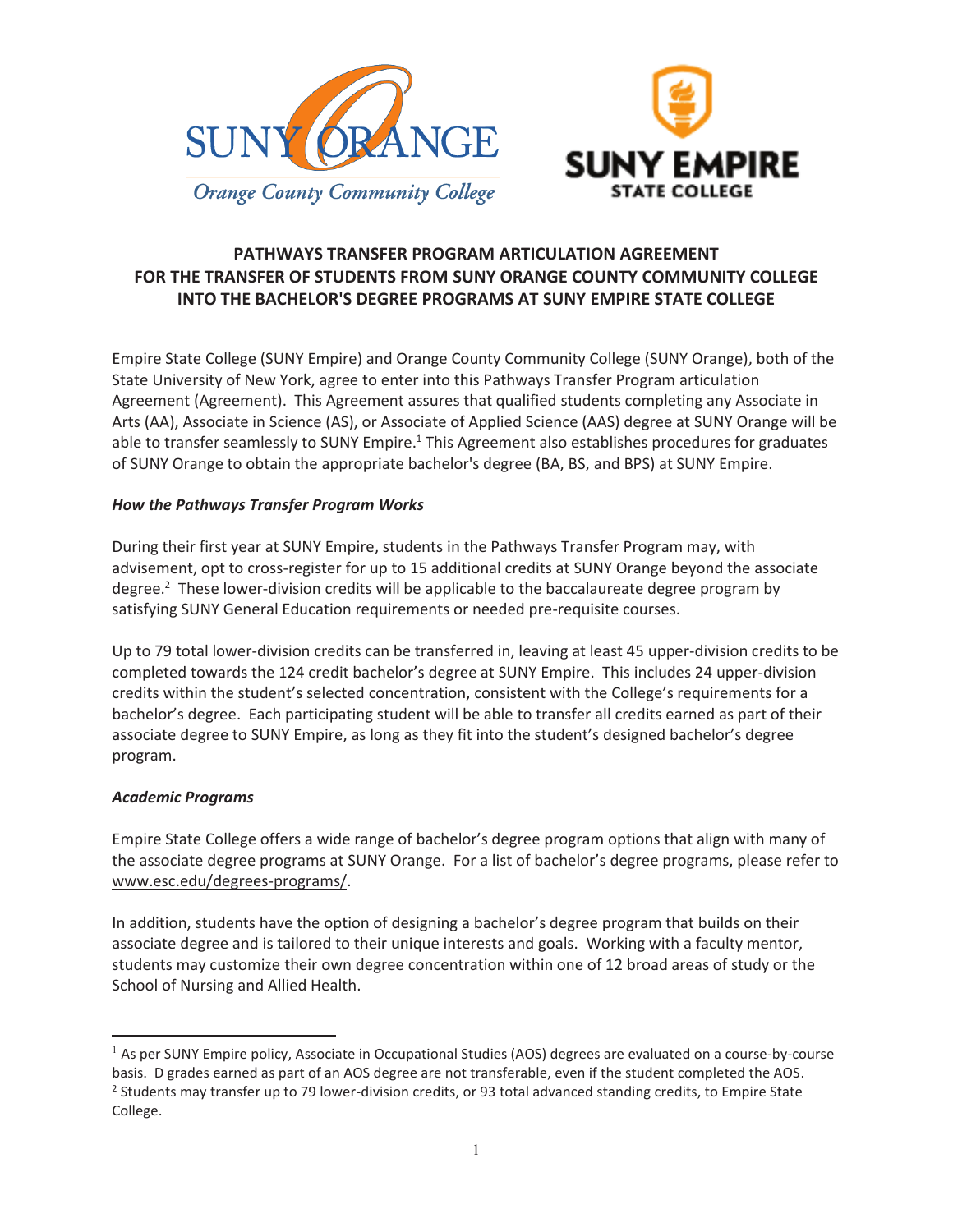# PATHWAYS TRANSFER PROGRAM ARTICULATION AGREEMENT FOR THE TRANSFER OF STUDENTS FROM SUNY ORANGE COUNTY COMMUNITY COLLEGE INTO THE BACHELOR'S DEGREE PROGRAMS AT SUNY EMPIRE STATE COLLEGE

Empire State College (SUNY Empire) and Orange County Community College (SUNY Orange), both of the State University of New York, agree to enter into this Pathways Transfer Program articulation Agreement (Agreement). This Agreement assures that qualified students completing any Associate in Arts (AA), Associate in Science (AS), or Associate of Applied Science (AAS) degree at SUNY Orange will be able to transfer seamlessly to SUNY Empire.[1] This Agreement also establishes procedures for graduates of SUNY Orange to obtain the appropriate bachelor's degree (BA, BS, and BPS) at SUNY Empire.

### *How the Pathways Transfer Program Works*

During their first year at SUNY Empire, students in the Pathways Transfer Program may, with advisement, opt to cross-register for up to 15 additional credits at SUNY Orange beyond the associate degree.[2] These lower-division credits will be applicable to the baccalaureate degree program by satisfying SUNY General Education requirements or needed pre-requisite courses.

Up to 79 total lower-division credits can be transferred in, leaving at least 45 upper-division credits to be completed towards the 124 credit bachelor's degree at SUNY Empire. This includes 24 upper-division credits within the student's selected concentration, consistent with the College's requirements for a bachelor's degree. Each participating student will be able to transfer all credits earned as part of their associate degree to SUNY Empire, as long as they fit into the student's designed bachelor's degree program.

### *Academic Programs*

Empire State College offers a wide range of bachelor's degree program options that align with many of the associate degree programs at SUNY Orange. For a list of bachelor's degree programs, please refer to www.esc.edu/degrees-programs/.

In addition, students have the option of designing a bachelor's degree program that builds on their associate degree and is tailored to their unique interests and goals. Working with a faculty mentor, students may customize their own degree concentration within one of 12 broad areas of study or the School of Nursing and Allied Health.

---

[1] As per SUNY Empire policy, Associate in Occupational Studies (AOS) degrees are evaluated on a course-by-course basis. D grades earned as part of an AOS degree are not transferable, even if the student completed the AOS.

[2] Students may transfer up to 79 lower-division credits, or 93 total advanced standing credits, to Empire State College.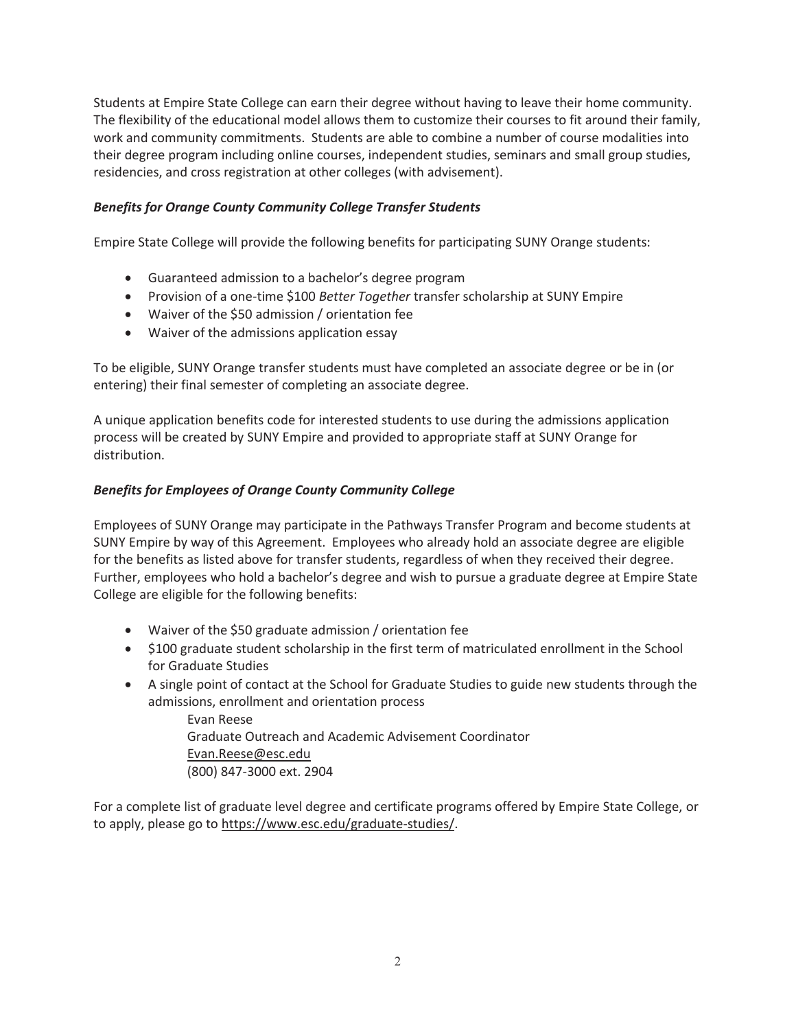Students at Empire State College can earn their degree without having to leave their home community. The flexibility of the educational model allows them to customize their courses to fit around their family, work and community commitments. Students are able to combine a number of course modalities into their degree program including online courses, independent studies, seminars and small group studies, residencies, and cross registration at other colleges (with advisement).

***Benefits for Orange County Community College Transfer Students***

Empire State College will provide the following benefits for participating SUNY Orange students:

- Guaranteed admission to a bachelor's degree program
- Provision of a one-time $100 *Better Together* transfer scholarship at SUNY Empire
- Waiver of the $50 admission / orientation fee
- Waiver of the admissions application essay

To be eligible, SUNY Orange transfer students must have completed an associate degree or be in (or entering) their final semester of completing an associate degree.

A unique application benefits code for interested students to use during the admissions application process will be created by SUNY Empire and provided to appropriate staff at SUNY Orange for distribution.

***Benefits for Employees of Orange County Community College***

Employees of SUNY Orange may participate in the Pathways Transfer Program and become students at SUNY Empire by way of this Agreement. Employees who already hold an associate degree are eligible for the benefits as listed above for transfer students, regardless of when they received their degree. Further, employees who hold a bachelor's degree and wish to pursue a graduate degree at Empire State College are eligible for the following benefits:

- Waiver of the $50 graduate admission / orientation fee
- $100 graduate student scholarship in the first term of matriculated enrollment in the School for Graduate Studies
- A single point of contact at the School for Graduate Studies to guide new students through the admissions, enrollment and orientation process

  Evan Reese
  Graduate Outreach and Academic Advisement Coordinator
  Evan.Reese@esc.edu
  (800) 847-3000 ext. 2904

For a complete list of graduate level degree and certificate programs offered by Empire State College, or to apply, please go to https://www.esc.edu/graduate-studies/.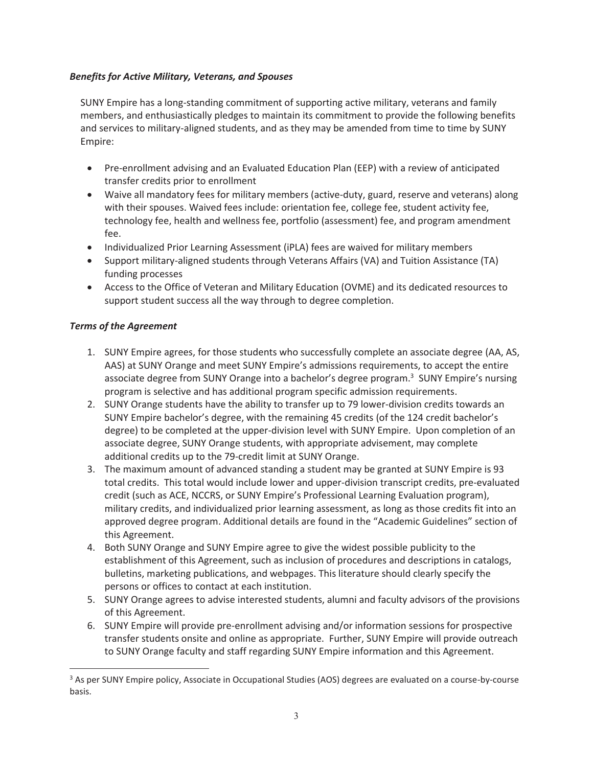### *Benefits for Active Military, Veterans, and Spouses*

SUNY Empire has a long-standing commitment of supporting active military, veterans and family members, and enthusiastically pledges to maintain its commitment to provide the following benefits and services to military-aligned students, and as they may be amended from time to time by SUNY Empire:

- Pre-enrollment advising and an Evaluated Education Plan (EEP) with a review of anticipated transfer credits prior to enrollment
- Waive all mandatory fees for military members (active-duty, guard, reserve and veterans) along with their spouses. Waived fees include: orientation fee, college fee, student activity fee, technology fee, health and wellness fee, portfolio (assessment) fee, and program amendment fee.
- Individualized Prior Learning Assessment (iPLA) fees are waived for military members
- Support military-aligned students through Veterans Affairs (VA) and Tuition Assistance (TA) funding processes
- Access to the Office of Veteran and Military Education (OVME) and its dedicated resources to support student success all the way through to degree completion.

### *Terms of the Agreement*

1. SUNY Empire agrees, for those students who successfully complete an associate degree (AA, AS, AAS) at SUNY Orange and meet SUNY Empire's admissions requirements, to accept the entire associate degree from SUNY Orange into a bachelor's degree program.[3] SUNY Empire's nursing program is selective and has additional program specific admission requirements.
2. SUNY Orange students have the ability to transfer up to 79 lower-division credits towards an SUNY Empire bachelor's degree, with the remaining 45 credits (of the 124 credit bachelor's degree) to be completed at the upper-division level with SUNY Empire. Upon completion of an associate degree, SUNY Orange students, with appropriate advisement, may complete additional credits up to the 79-credit limit at SUNY Orange.
3. The maximum amount of advanced standing a student may be granted at SUNY Empire is 93 total credits. This total would include lower and upper-division transcript credits, pre-evaluated credit (such as ACE, NCCRS, or SUNY Empire's Professional Learning Evaluation program), military credits, and individualized prior learning assessment, as long as those credits fit into an approved degree program. Additional details are found in the "Academic Guidelines" section of this Agreement.
4. Both SUNY Orange and SUNY Empire agree to give the widest possible publicity to the establishment of this Agreement, such as inclusion of procedures and descriptions in catalogs, bulletins, marketing publications, and webpages. This literature should clearly specify the persons or offices to contact at each institution.
5. SUNY Orange agrees to advise interested students, alumni and faculty advisors of the provisions of this Agreement.
6. SUNY Empire will provide pre-enrollment advising and/or information sessions for prospective transfer students onsite and online as appropriate. Further, SUNY Empire will provide outreach to SUNY Orange faculty and staff regarding SUNY Empire information and this Agreement.

---

[3] As per SUNY Empire policy, Associate in Occupational Studies (AOS) degrees are evaluated on a course-by-course basis.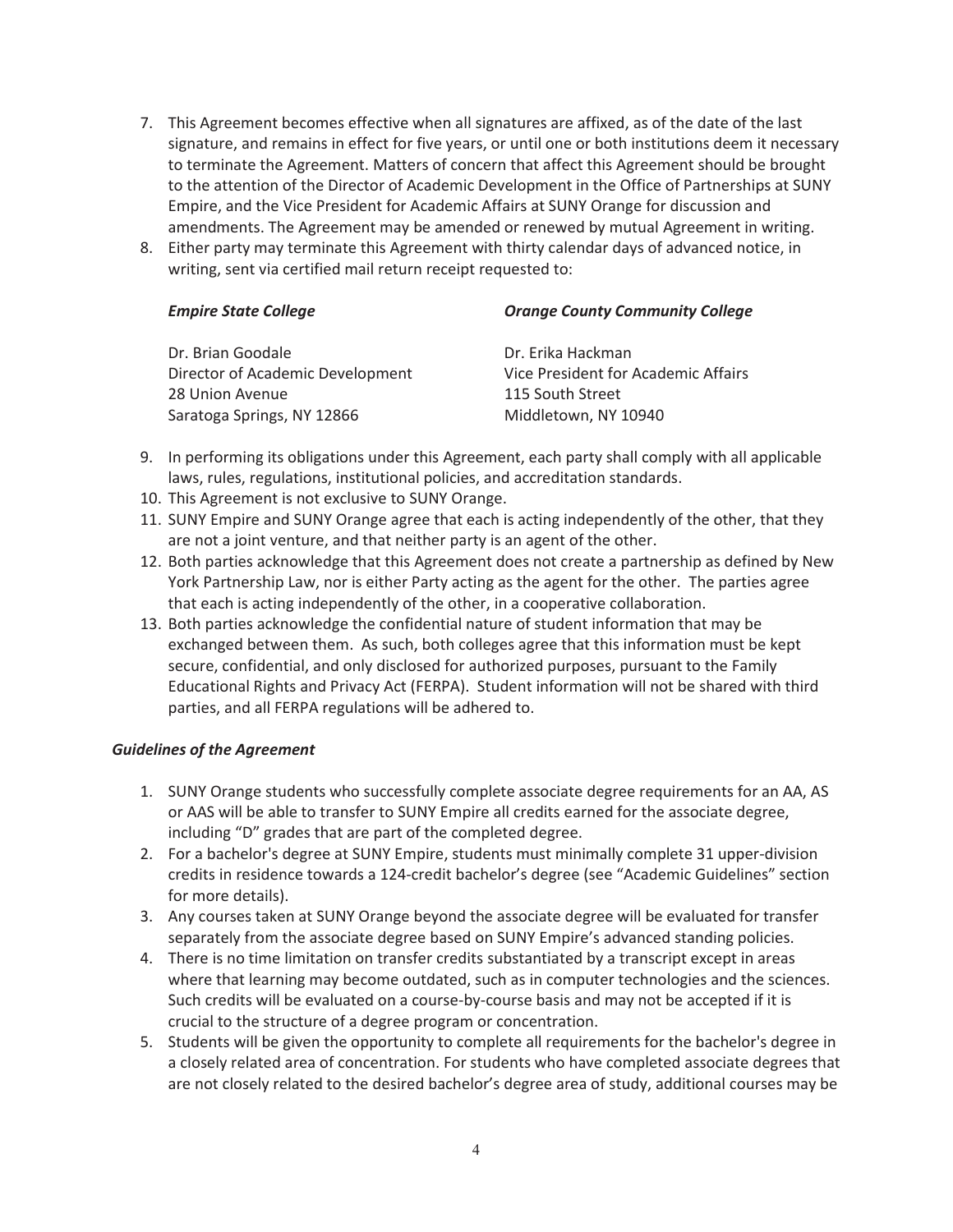7. This Agreement becomes effective when all signatures are affixed, as of the date of the last signature, and remains in effect for five years, or until one or both institutions deem it necessary to terminate the Agreement. Matters of concern that affect this Agreement should be brought to the attention of the Director of Academic Development in the Office of Partnerships at SUNY Empire, and the Vice President for Academic Affairs at SUNY Orange for discussion and amendments. The Agreement may be amended or renewed by mutual Agreement in writing.
8. Either party may terminate this Agreement with thirty calendar days of advanced notice, in writing, sent via certified mail return receipt requested to:

| ***Empire State College*** | ***Orange County Community College*** |
|---|---|
| Dr. Brian Goodale | Dr. Erika Hackman |
| Director of Academic Development | Vice President for Academic Affairs |
| 28 Union Avenue | 115 South Street |
| Saratoga Springs, NY 12866 | Middletown, NY 10940 |

9. In performing its obligations under this Agreement, each party shall comply with all applicable laws, rules, regulations, institutional policies, and accreditation standards.
10. This Agreement is not exclusive to SUNY Orange.
11. SUNY Empire and SUNY Orange agree that each is acting independently of the other, that they are not a joint venture, and that neither party is an agent of the other.
12. Both parties acknowledge that this Agreement does not create a partnership as defined by New York Partnership Law, nor is either Party acting as the agent for the other. The parties agree that each is acting independently of the other, in a cooperative collaboration.
13. Both parties acknowledge the confidential nature of student information that may be exchanged between them. As such, both colleges agree that this information must be kept secure, confidential, and only disclosed for authorized purposes, pursuant to the Family Educational Rights and Privacy Act (FERPA). Student information will not be shared with third parties, and all FERPA regulations will be adhered to.

***Guidelines of the Agreement***

1. SUNY Orange students who successfully complete associate degree requirements for an AA, AS or AAS will be able to transfer to SUNY Empire all credits earned for the associate degree, including "D" grades that are part of the completed degree.
2. For a bachelor's degree at SUNY Empire, students must minimally complete 31 upper-division credits in residence towards a 124-credit bachelor's degree (see "Academic Guidelines" section for more details).
3. Any courses taken at SUNY Orange beyond the associate degree will be evaluated for transfer separately from the associate degree based on SUNY Empire's advanced standing policies.
4. There is no time limitation on transfer credits substantiated by a transcript except in areas where that learning may become outdated, such as in computer technologies and the sciences. Such credits will be evaluated on a course-by-course basis and may not be accepted if it is crucial to the structure of a degree program or concentration.
5. Students will be given the opportunity to complete all requirements for the bachelor's degree in a closely related area of concentration. For students who have completed associate degrees that are not closely related to the desired bachelor's degree area of study, additional courses may be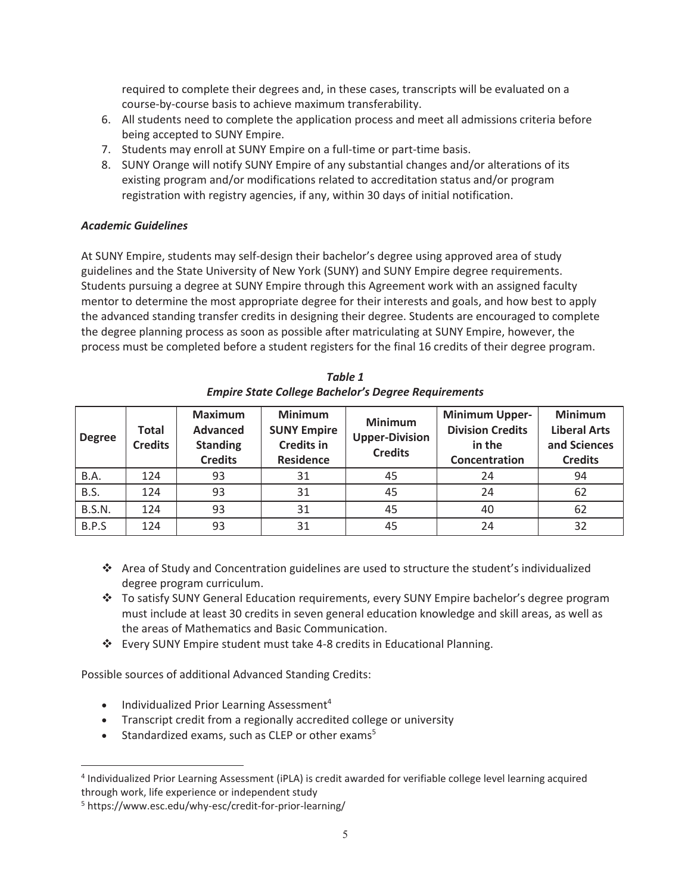required to complete their degrees and, in these cases, transcripts will be evaluated on a course-by-course basis to achieve maximum transferability.

6. All students need to complete the application process and meet all admissions criteria before being accepted to SUNY Empire.
7. Students may enroll at SUNY Empire on a full-time or part-time basis.
8. SUNY Orange will notify SUNY Empire of any substantial changes and/or alterations of its existing program and/or modifications related to accreditation status and/or program registration with registry agencies, if any, within 30 days of initial notification.

### *Academic Guidelines*

At SUNY Empire, students may self-design their bachelor's degree using approved area of study guidelines and the State University of New York (SUNY) and SUNY Empire degree requirements. Students pursuing a degree at SUNY Empire through this Agreement work with an assigned faculty mentor to determine the most appropriate degree for their interests and goals, and how best to apply the advanced standing transfer credits in designing their degree. Students are encouraged to complete the degree planning process as soon as possible after matriculating at SUNY Empire, however, the process must be completed before a student registers for the final 16 credits of their degree program.

***Table 1***
***Empire State College Bachelor's Degree Requirements***

| Degree | Total Credits | Maximum Advanced Standing Credits | Minimum SUNY Empire Credits in Residence | Minimum Upper-Division Credits | Minimum Upper-Division Credits in the Concentration | Minimum Liberal Arts and Sciences Credits |
|---|---|---|---|---|---|---|
| B.A. | 124 | 93 | 31 | 45 | 24 | 94 |
| B.S. | 124 | 93 | 31 | 45 | 24 | 62 |
| B.S.N. | 124 | 93 | 31 | 45 | 40 | 62 |
| B.P.S | 124 | 93 | 31 | 45 | 24 | 32 |

- Area of Study and Concentration guidelines are used to structure the student's individualized degree program curriculum.
- To satisfy SUNY General Education requirements, every SUNY Empire bachelor's degree program must include at least 30 credits in seven general education knowledge and skill areas, as well as the areas of Mathematics and Basic Communication.
- Every SUNY Empire student must take 4-8 credits in Educational Planning.

Possible sources of additional Advanced Standing Credits:

- Individualized Prior Learning Assessment[4]
- Transcript credit from a regionally accredited college or university
- Standardized exams, such as CLEP or other exams[5]

[4] Individualized Prior Learning Assessment (iPLA) is credit awarded for verifiable college level learning acquired through work, life experience or independent study

[5] https://www.esc.edu/why-esc/credit-for-prior-learning/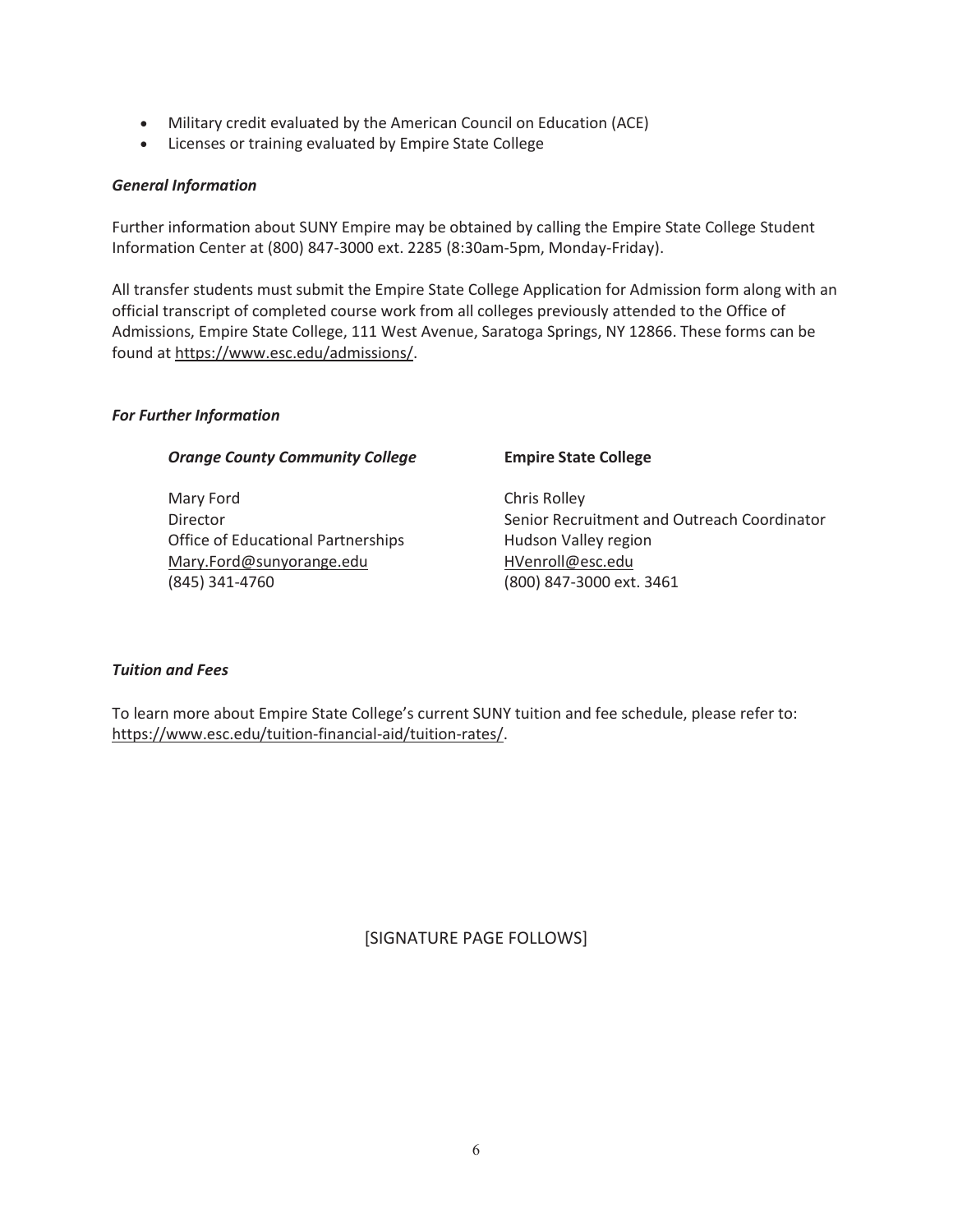- Military credit evaluated by the American Council on Education (ACE)
- Licenses or training evaluated by Empire State College

***General Information***

Further information about SUNY Empire may be obtained by calling the Empire State College Student Information Center at (800) 847-3000 ext. 2285 (8:30am-5pm, Monday-Friday).

All transfer students must submit the Empire State College Application for Admission form along with an official transcript of completed course work from all colleges previously attended to the Office of Admissions, Empire State College, 111 West Avenue, Saratoga Springs, NY 12866. These forms can be found at https://www.esc.edu/admissions/.

***For Further Information***

***Orange County Community College***

Mary Ford
Director
Office of Educational Partnerships
Mary.Ford@sunyorange.edu
(845) 341-4760

**Empire State College**

Chris Rolley
Senior Recruitment and Outreach Coordinator
Hudson Valley region
HVenroll@esc.edu
(800) 847-3000 ext. 3461

***Tuition and Fees***

To learn more about Empire State College's current SUNY tuition and fee schedule, please refer to: https://www.esc.edu/tuition-financial-aid/tuition-rates/.

[SIGNATURE PAGE FOLLOWS]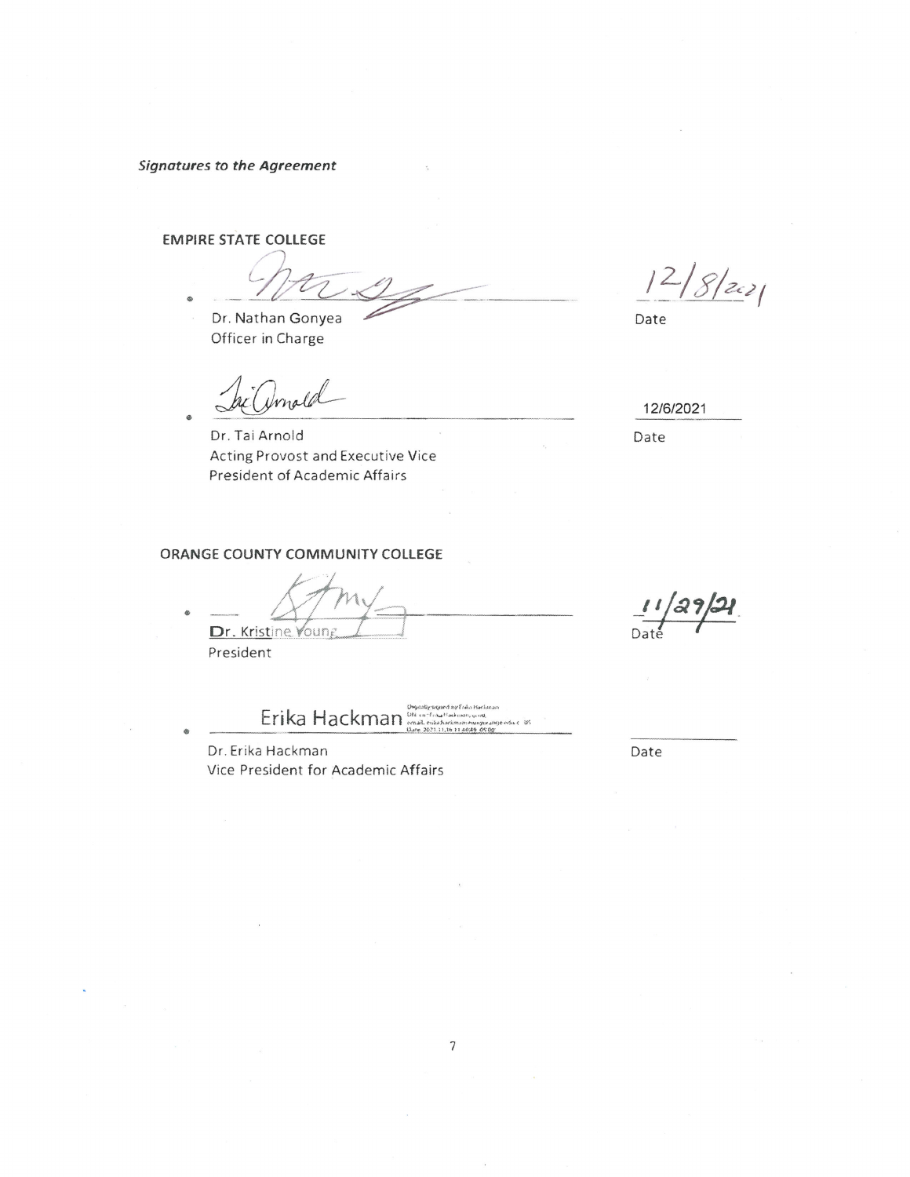*Signatures to the Agreement*

**EMPIRE STATE COLLEGE**

________________________________ 12/8/2021

Dr. Nathan Gonyea
Officer in Charge

Date

________________________________ 12/6/2021

Dr. Tai Arnold
Acting Provost and Executive Vice President of Academic Affairs

Date

**ORANGE COUNTY COMMUNITY COLLEGE**

________________________________ 11/29/21

Dr. Kristine Young
President

Date

Erika Hackman Digitally signed by Erika Hackman DN: cn=Erika Hackman, o, ou, email=erika.hackman@sunyorange.edu, c=US Date: 2021.11.16 11:40:49 -05'00'

Dr. Erika Hackman
Vice President for Academic Affairs

Date